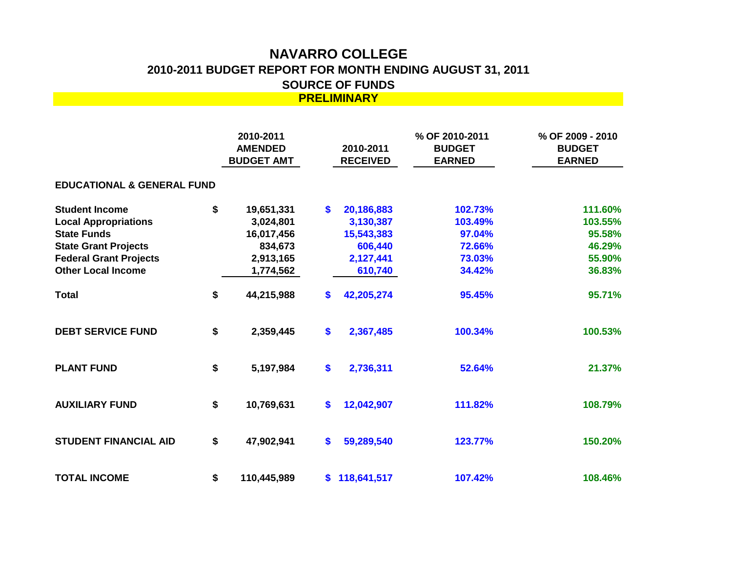# NAVARRO COLLEGE

## 2010-2011 BUDGET REPORT FOR MONTH ENDING AUGUST 31, 2011

## SOURCE OF FUNDS

**PRELIMINARY**

| | 2010-2011 AMENDED BUDGET AMT | 2010-2011 RECEIVED | % OF 2010-2011 BUDGET EARNED | % OF 2009 - 2010 BUDGET EARNED |
|---|---|---|---|---|
| **EDUCATIONAL & GENERAL FUND** | | | | |
| **Student Income** | $ 19,651,331 | $ 20,186,883 | 102.73% | 111.60% |
| **Local Appropriations** | 3,024,801 | 3,130,387 | 103.49% | 103.55% |
| **State Funds** | 16,017,456 | 15,543,383 | 97.04% | 95.58% |
| **State Grant Projects** | 834,673 | 606,440 | 72.66% | 46.29% |
| **Federal Grant Projects** | 2,913,165 | 2,127,441 | 73.03% | 55.90% |
| **Other Local Income** | 1,774,562 | 610,740 | 34.42% | 36.83% |
| **Total** | $ 44,215,988 | $ 42,205,274 | 95.45% | 95.71% |
| **DEBT SERVICE FUND** | $ 2,359,445 | $ 2,367,485 | 100.34% | 100.53% |
| **PLANT FUND** | $ 5,197,984 | $ 2,736,311 | 52.64% | 21.37% |
| **AUXILIARY FUND** | $ 10,769,631 | $ 12,042,907 | 111.82% | 108.79% |
| **STUDENT FINANCIAL AID** | $ 47,902,941 | $ 59,289,540 | 123.77% | 150.20% |
| **TOTAL INCOME** | $ 110,445,989 | $ 118,641,517 | 107.42% | 108.46% |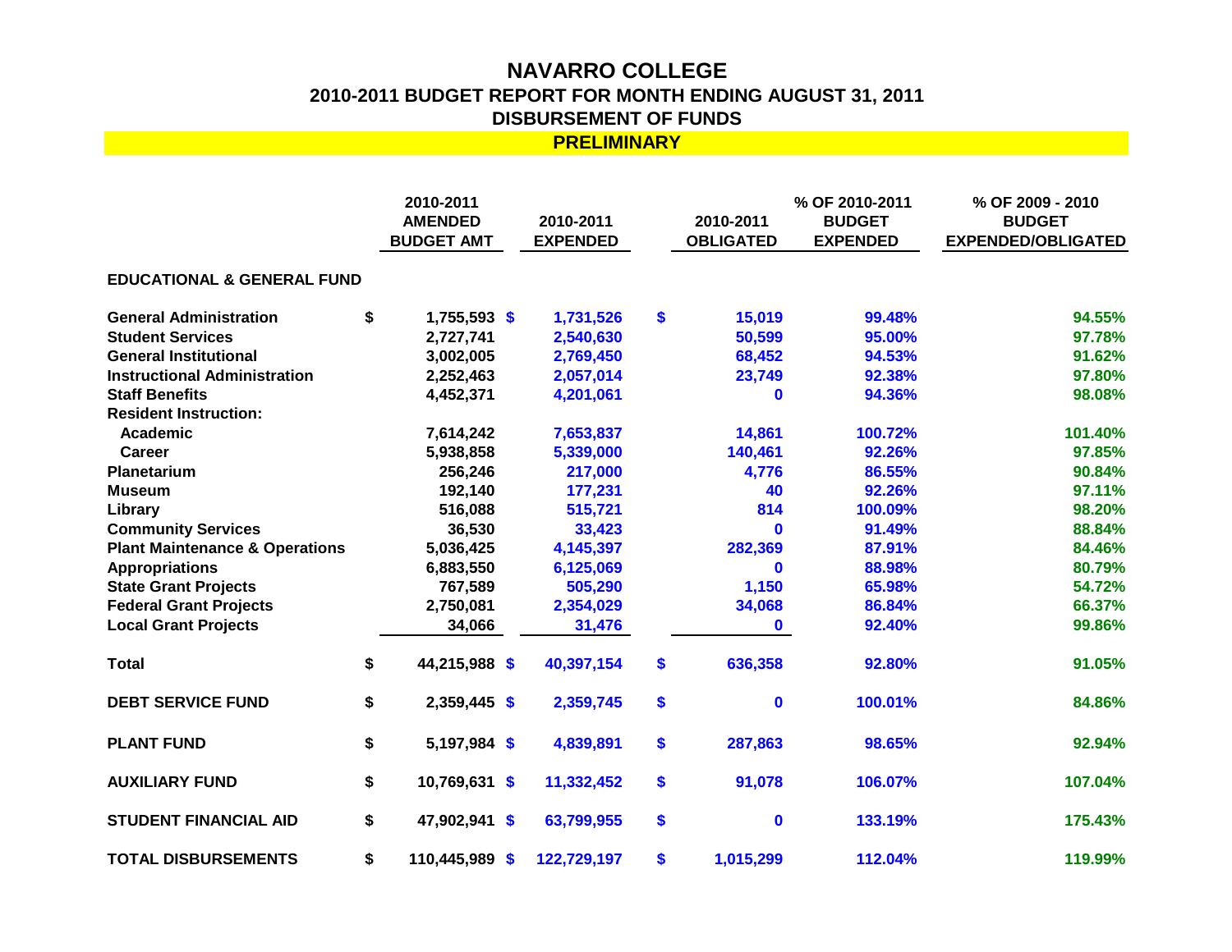# NAVARRO COLLEGE

## 2010-2011 BUDGET REPORT FOR MONTH ENDING AUGUST 31, 2011

## DISBURSEMENT OF FUNDS

**PRELIMINARY**

| | 2010-2011 AMENDED BUDGET AMT | 2010-2011 EXPENDED | 2010-2011 OBLIGATED | % OF 2010-2011 BUDGET EXPENDED | % OF 2009 - 2010 BUDGET EXPENDED/OBLIGATED |
|---|---|---|---|---|---|
| **EDUCATIONAL & GENERAL FUND** | | | | | |
| General Administration | $ 1,755,593 | $ 1,731,526 | $ 15,019 | 99.48% | 94.55% |
| Student Services | 2,727,741 | 2,540,630 | 50,599 | 95.00% | 97.78% |
| General Institutional | 3,002,005 | 2,769,450 | 68,452 | 94.53% | 91.62% |
| Instructional Administration | 2,252,463 | 2,057,014 | 23,749 | 92.38% | 97.80% |
| Staff Benefits | 4,452,371 | 4,201,061 | 0 | 94.36% | 98.08% |
| Resident Instruction: | | | | | |
| Academic | 7,614,242 | 7,653,837 | 14,861 | 100.72% | 101.40% |
| Career | 5,938,858 | 5,339,000 | 140,461 | 92.26% | 97.85% |
| Planetarium | 256,246 | 217,000 | 4,776 | 86.55% | 90.84% |
| Museum | 192,140 | 177,231 | 40 | 92.26% | 97.11% |
| Library | 516,088 | 515,721 | 814 | 100.09% | 98.20% |
| Community Services | 36,530 | 33,423 | 0 | 91.49% | 88.84% |
| Plant Maintenance & Operations | 5,036,425 | 4,145,397 | 282,369 | 87.91% | 84.46% |
| Appropriations | 6,883,550 | 6,125,069 | 0 | 88.98% | 80.79% |
| State Grant Projects | 767,589 | 505,290 | 1,150 | 65.98% | 54.72% |
| Federal Grant Projects | 2,750,081 | 2,354,029 | 34,068 | 86.84% | 66.37% |
| Local Grant Projects | 34,066 | 31,476 | 0 | 92.40% | 99.86% |
| **Total** | $ 44,215,988 | $ 40,397,154 | $ 636,358 | 92.80% | 91.05% |
| **DEBT SERVICE FUND** | $ 2,359,445 | $ 2,359,745 | $ 0 | 100.01% | 84.86% |
| **PLANT FUND** | $ 5,197,984 | $ 4,839,891 | $ 287,863 | 98.65% | 92.94% |
| **AUXILIARY FUND** | $ 10,769,631 | $ 11,332,452 | $ 91,078 | 106.07% | 107.04% |
| **STUDENT FINANCIAL AID** | $ 47,902,941 | $ 63,799,955 | $ 0 | 133.19% | 175.43% |
| **TOTAL DISBURSEMENTS** | $ 110,445,989 | $ 122,729,197 | $ 1,015,299 | 112.04% | 119.99% |